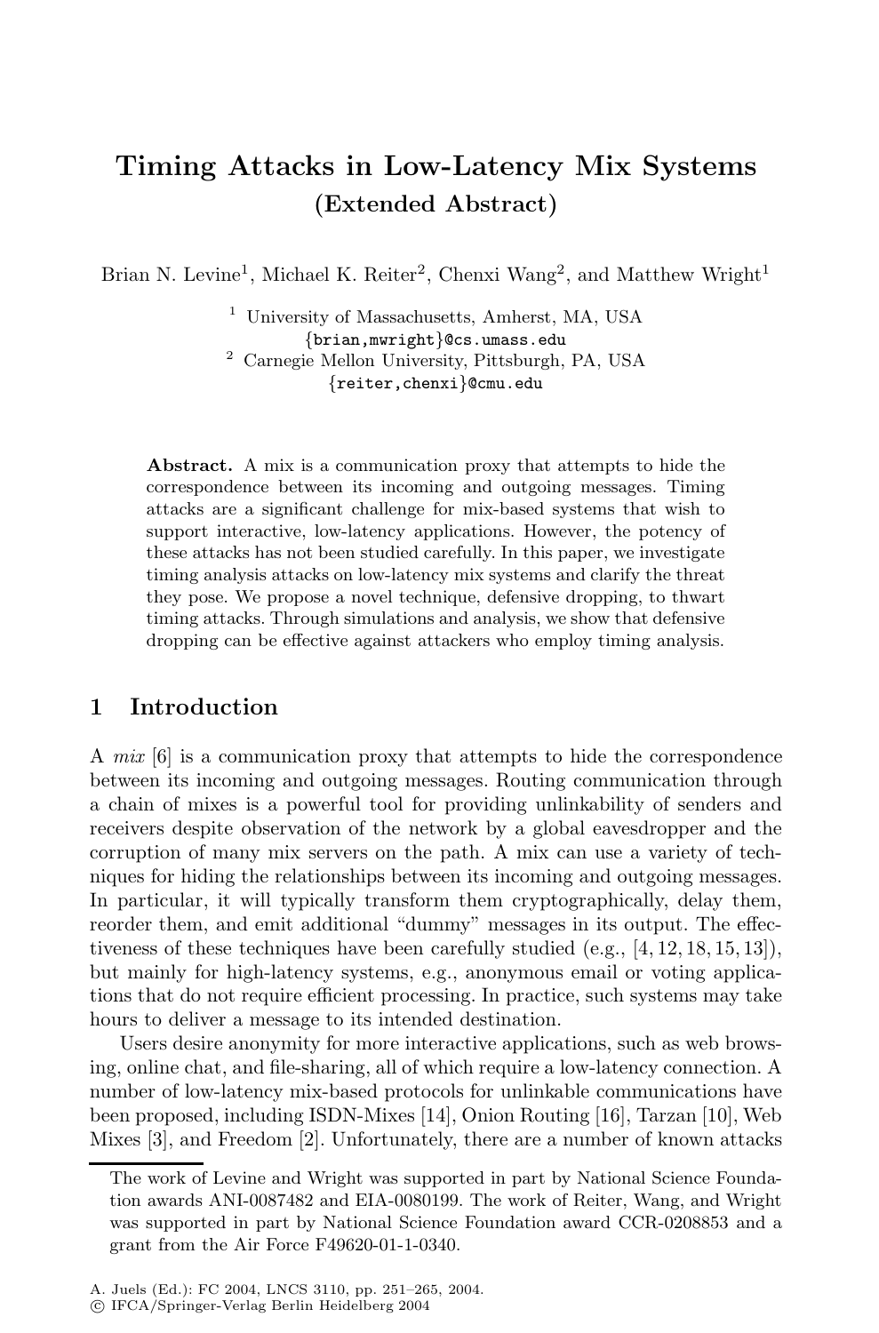# Timing Attacks in Low-Latency Mix Systems
## (Extended Abstract)

Brian N. Levine[1], Michael K. Reiter[2], Chenxi Wang[2], and Matthew Wright[1]

[1] University of Massachusetts, Amherst, MA, USA
{brian,mwright}@cs.umass.edu
[2] Carnegie Mellon University, Pittsburgh, PA, USA
{reiter,chenxi}@cmu.edu

**Abstract.** A mix is a communication proxy that attempts to hide the correspondence between its incoming and outgoing messages. Timing attacks are a significant challenge for mix-based systems that wish to support interactive, low-latency applications. However, the potency of these attacks has not been studied carefully. In this paper, we investigate timing analysis attacks on low-latency mix systems and clarify the threat they pose. We propose a novel technique, defensive dropping, to thwart timing attacks. Through simulations and analysis, we show that defensive dropping can be effective against attackers who employ timing analysis.

## 1 Introduction

A *mix* [6] is a communication proxy that attempts to hide the correspondence between its incoming and outgoing messages. Routing communication through a chain of mixes is a powerful tool for providing unlinkability of senders and receivers despite observation of the network by a global eavesdropper and the corruption of many mix servers on the path. A mix can use a variety of techniques for hiding the relationships between its incoming and outgoing messages. In particular, it will typically transform them cryptographically, delay them, reorder them, and emit additional "dummy" messages in its output. The effectiveness of these techniques have been carefully studied (e.g., [4, 12, 18, 15, 13]), but mainly for high-latency systems, e.g., anonymous email or voting applications that do not require efficient processing. In practice, such systems may take hours to deliver a message to its intended destination.

Users desire anonymity for more interactive applications, such as web browsing, online chat, and file-sharing, all of which require a low-latency connection. A number of low-latency mix-based protocols for unlinkable communications have been proposed, including ISDN-Mixes [14], Onion Routing [16], Tarzan [10], Web Mixes [3], and Freedom [2]. Unfortunately, there are a number of known attacks

The work of Levine and Wright was supported in part by National Science Foundation awards ANI-0087482 and EIA-0080199. The work of Reiter, Wang, and Wright was supported in part by National Science Foundation award CCR-0208853 and a grant from the Air Force F49620-01-1-0340.

A. Juels (Ed.): FC 2004, LNCS 3110, pp. 251–265, 2004.
© IFCA/Springer-Verlag Berlin Heidelberg 2004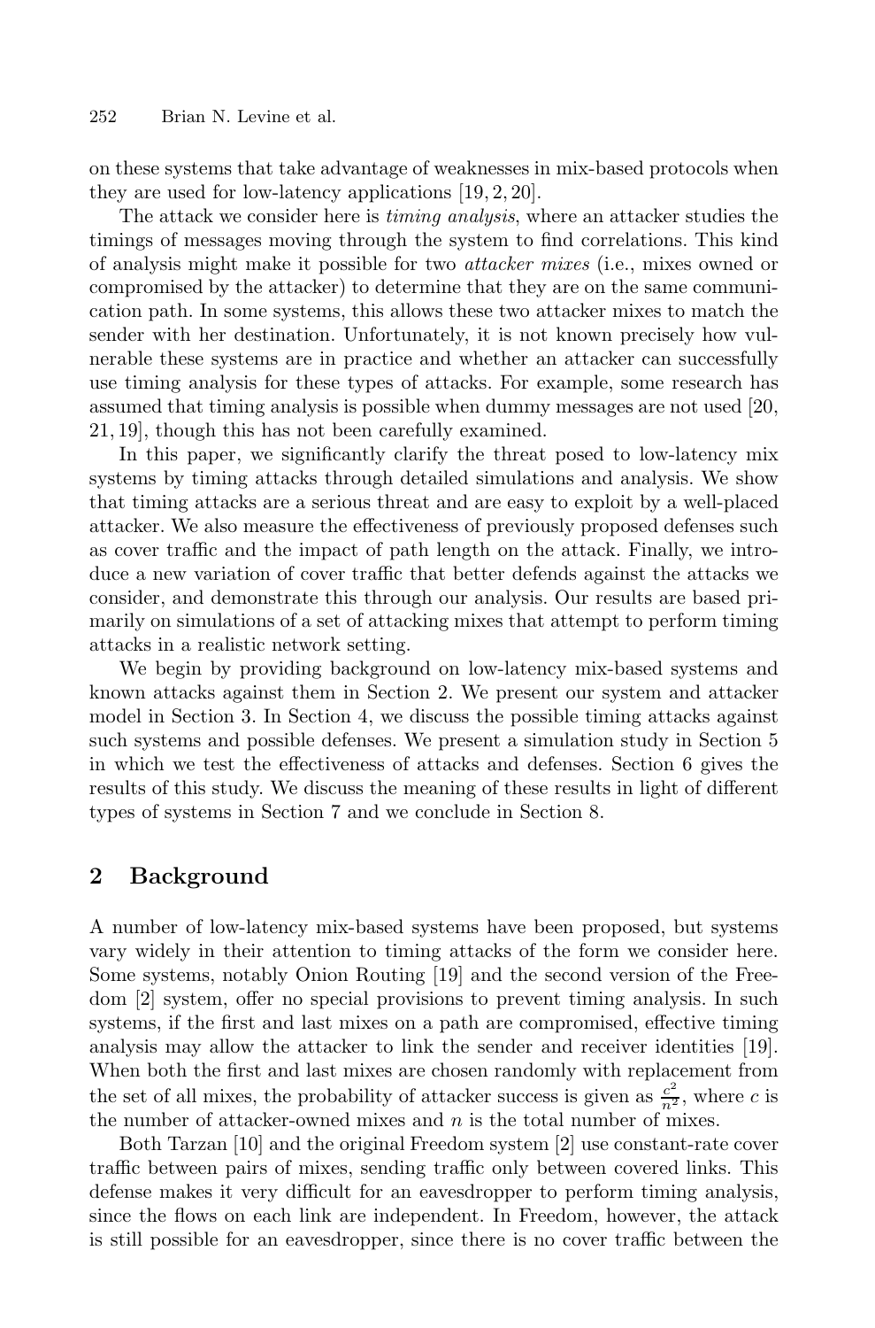on these systems that take advantage of weaknesses in mix-based protocols when they are used for low-latency applications [19, 2, 20].

The attack we consider here is *timing analysis*, where an attacker studies the timings of messages moving through the system to find correlations. This kind of analysis might make it possible for two *attacker mixes* (i.e., mixes owned or compromised by the attacker) to determine that they are on the same communication path. In some systems, this allows these two attacker mixes to match the sender with her destination. Unfortunately, it is not known precisely how vulnerable these systems are in practice and whether an attacker can successfully use timing analysis for these types of attacks. For example, some research has assumed that timing analysis is possible when dummy messages are not used [20, 21, 19], though this has not been carefully examined.

In this paper, we significantly clarify the threat posed to low-latency mix systems by timing attacks through detailed simulations and analysis. We show that timing attacks are a serious threat and are easy to exploit by a well-placed attacker. We also measure the effectiveness of previously proposed defenses such as cover traffic and the impact of path length on the attack. Finally, we introduce a new variation of cover traffic that better defends against the attacks we consider, and demonstrate this through our analysis. Our results are based primarily on simulations of a set of attacking mixes that attempt to perform timing attacks in a realistic network setting.

We begin by providing background on low-latency mix-based systems and known attacks against them in Section 2. We present our system and attacker model in Section 3. In Section 4, we discuss the possible timing attacks against such systems and possible defenses. We present a simulation study in Section 5 in which we test the effectiveness of attacks and defenses. Section 6 gives the results of this study. We discuss the meaning of these results in light of different types of systems in Section 7 and we conclude in Section 8.

## 2 Background

A number of low-latency mix-based systems have been proposed, but systems vary widely in their attention to timing attacks of the form we consider here. Some systems, notably Onion Routing [19] and the second version of the Freedom [2] system, offer no special provisions to prevent timing analysis. In such systems, if the first and last mixes on a path are compromised, effective timing analysis may allow the attacker to link the sender and receiver identities [19]. When both the first and last mixes are chosen randomly with replacement from the set of all mixes, the probability of attacker success is given as $\frac{c^2}{n^2}$, where $c$ is the number of attacker-owned mixes and $n$ is the total number of mixes.

Both Tarzan [10] and the original Freedom system [2] use constant-rate cover traffic between pairs of mixes, sending traffic only between covered links. This defense makes it very difficult for an eavesdropper to perform timing analysis, since the flows on each link are independent. In Freedom, however, the attack is still possible for an eavesdropper, since there is no cover traffic between the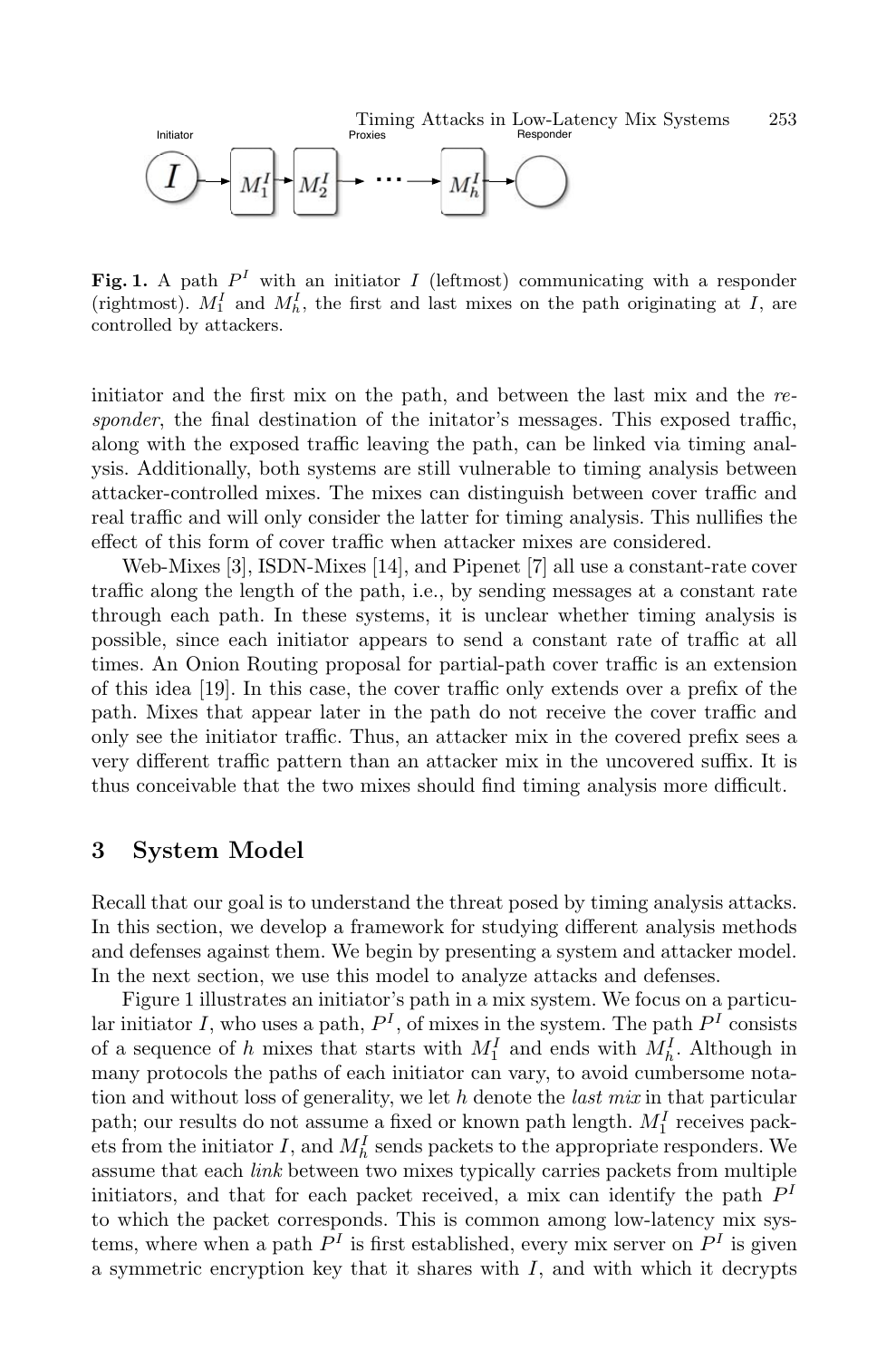Initiator Proxies Responder

$I$ → $M_1^I$ → $M_2^I$ → ··· → $M_h^I$ → ◯

**Fig. 1.** A path $P^I$ with an initiator $I$ (leftmost) communicating with a responder (rightmost). $M_1^I$ and $M_h^I$, the first and last mixes on the path originating at $I$, are controlled by attackers.

initiator and the first mix on the path, and between the last mix and the *responder*, the final destination of the initator's messages. This exposed traffic, along with the exposed traffic leaving the path, can be linked via timing analysis. Additionally, both systems are still vulnerable to timing analysis between attacker-controlled mixes. The mixes can distinguish between cover traffic and real traffic and will only consider the latter for timing analysis. This nullifies the effect of this form of cover traffic when attacker mixes are considered.

Web-Mixes [3], ISDN-Mixes [14], and Pipenet [7] all use a constant-rate cover traffic along the length of the path, i.e., by sending messages at a constant rate through each path. In these systems, it is unclear whether timing analysis is possible, since each initiator appears to send a constant rate of traffic at all times. An Onion Routing proposal for partial-path cover traffic is an extension of this idea [19]. In this case, the cover traffic only extends over a prefix of the path. Mixes that appear later in the path do not receive the cover traffic and only see the initiator traffic. Thus, an attacker mix in the covered prefix sees a very different traffic pattern than an attacker mix in the uncovered suffix. It is thus conceivable that the two mixes should find timing analysis more difficult.

## 3 System Model

Recall that our goal is to understand the threat posed by timing analysis attacks. In this section, we develop a framework for studying different analysis methods and defenses against them. We begin by presenting a system and attacker model. In the next section, we use this model to analyze attacks and defenses.

Figure 1 illustrates an initiator's path in a mix system. We focus on a particular initiator $I$, who uses a path, $P^I$, of mixes in the system. The path $P^I$ consists of a sequence of $h$ mixes that starts with $M_1^I$ and ends with $M_h^I$. Although in many protocols the paths of each initiator can vary, to avoid cumbersome notation and without loss of generality, we let $h$ denote the *last mix* in that particular path; our results do not assume a fixed or known path length. $M_1^I$ receives packets from the initiator $I$, and $M_h^I$ sends packets to the appropriate responders. We assume that each *link* between two mixes typically carries packets from multiple initiators, and that for each packet received, a mix can identify the path $P^I$ to which the packet corresponds. This is common among low-latency mix systems, where when a path $P^I$ is first established, every mix server on $P^I$ is given a symmetric encryption key that it shares with $I$, and with which it decrypts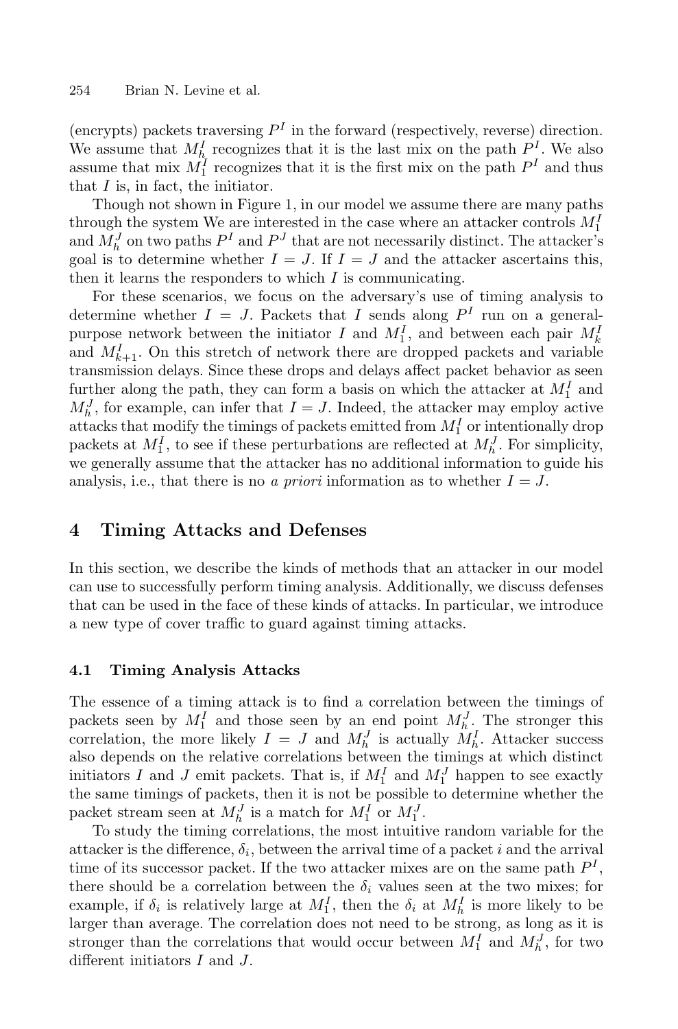(encrypts) packets traversing $P^I$ in the forward (respectively, reverse) direction. We assume that $M_h^I$ recognizes that it is the last mix on the path $P^I$. We also assume that mix $M_1^I$ recognizes that it is the first mix on the path $P^I$ and thus that $I$ is, in fact, the initiator.

Though not shown in Figure 1, in our model we assume there are many paths through the system We are interested in the case where an attacker controls $M_1^I$ and $M_h^J$ on two paths $P^I$ and $P^J$ that are not necessarily distinct. The attacker's goal is to determine whether $I = J$. If $I = J$ and the attacker ascertains this, then it learns the responders to which $I$ is communicating.

For these scenarios, we focus on the adversary's use of timing analysis to determine whether $I = J$. Packets that $I$ sends along $P^I$ run on a general-purpose network between the initiator $I$ and $M_1^I$, and between each pair $M_k^I$ and $M_{k+1}^I$. On this stretch of network there are dropped packets and variable transmission delays. Since these drops and delays affect packet behavior as seen further along the path, they can form a basis on which the attacker at $M_1^I$ and $M_h^J$, for example, can infer that $I = J$. Indeed, the attacker may employ active attacks that modify the timings of packets emitted from $M_1^I$ or intentionally drop packets at $M_1^I$, to see if these perturbations are reflected at $M_h^J$. For simplicity, we generally assume that the attacker has no additional information to guide his analysis, i.e., that there is no *a priori* information as to whether $I = J$.

## 4 Timing Attacks and Defenses

In this section, we describe the kinds of methods that an attacker in our model can use to successfully perform timing analysis. Additionally, we discuss defenses that can be used in the face of these kinds of attacks. In particular, we introduce a new type of cover traffic to guard against timing attacks.

### 4.1 Timing Analysis Attacks

The essence of a timing attack is to find a correlation between the timings of packets seen by $M_1^I$ and those seen by an end point $M_h^J$. The stronger this correlation, the more likely $I = J$ and $M_h^J$ is actually $M_h^I$. Attacker success also depends on the relative correlations between the timings at which distinct initiators $I$ and $J$ emit packets. That is, if $M_1^I$ and $M_1^J$ happen to see exactly the same timings of packets, then it is not be possible to determine whether the packet stream seen at $M_h^J$ is a match for $M_1^I$ or $M_1^J$.

To study the timing correlations, the most intuitive random variable for the attacker is the difference, $\delta_i$, between the arrival time of a packet $i$ and the arrival time of its successor packet. If the two attacker mixes are on the same path $P^I$, there should be a correlation between the $\delta_i$ values seen at the two mixes; for example, if $\delta_i$ is relatively large at $M_1^I$, then the $\delta_i$ at $M_h^I$ is more likely to be larger than average. The correlation does not need to be strong, as long as it is stronger than the correlations that would occur between $M_1^I$ and $M_h^J$, for two different initiators $I$ and $J$.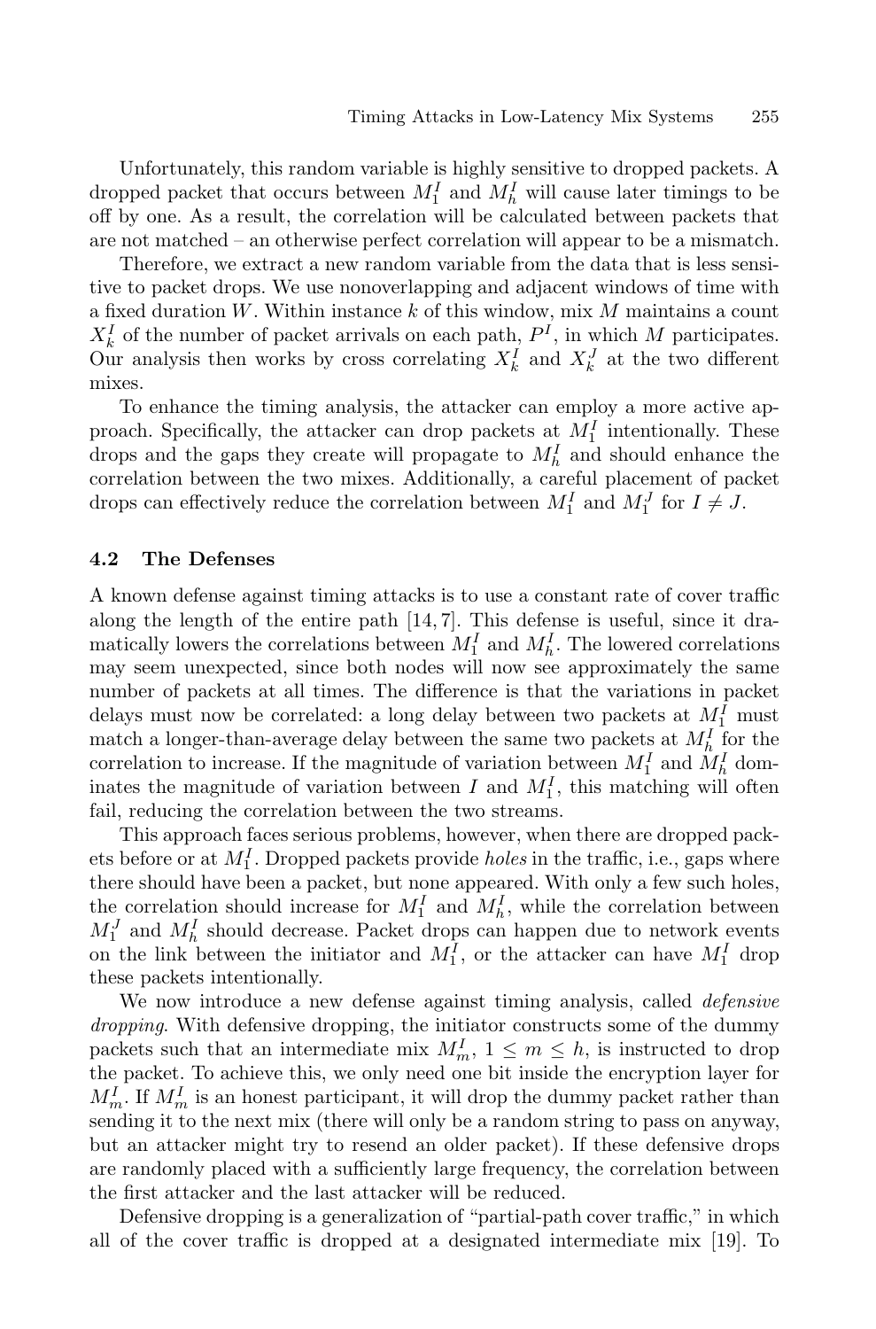Unfortunately, this random variable is highly sensitive to dropped packets. A dropped packet that occurs between $M_1^I$ and $M_h^I$ will cause later timings to be off by one. As a result, the correlation will be calculated between packets that are not matched – an otherwise perfect correlation will appear to be a mismatch.

Therefore, we extract a new random variable from the data that is less sensitive to packet drops. We use nonoverlapping and adjacent windows of time with a fixed duration $W$. Within instance $k$ of this window, mix $M$ maintains a count $X_k^I$ of the number of packet arrivals on each path, $P^I$, in which $M$ participates. Our analysis then works by cross correlating $X_k^I$ and $X_k^J$ at the two different mixes.

To enhance the timing analysis, the attacker can employ a more active approach. Specifically, the attacker can drop packets at $M_1^I$ intentionally. These drops and the gaps they create will propagate to $M_h^I$ and should enhance the correlation between the two mixes. Additionally, a careful placement of packet drops can effectively reduce the correlation between $M_1^I$ and $M_1^J$ for $I \neq J$.

### 4.2 The Defenses

A known defense against timing attacks is to use a constant rate of cover traffic along the length of the entire path [14, 7]. This defense is useful, since it dramatically lowers the correlations between $M_1^I$ and $M_h^I$. The lowered correlations may seem unexpected, since both nodes will now see approximately the same number of packets at all times. The difference is that the variations in packet delays must now be correlated: a long delay between two packets at $M_1^I$ must match a longer-than-average delay between the same two packets at $M_h^I$ for the correlation to increase. If the magnitude of variation between $M_1^I$ and $M_h^I$ dominates the magnitude of variation between $I$ and $M_1^I$, this matching will often fail, reducing the correlation between the two streams.

This approach faces serious problems, however, when there are dropped packets before or at $M_1^I$. Dropped packets provide *holes* in the traffic, i.e., gaps where there should have been a packet, but none appeared. With only a few such holes, the correlation should increase for $M_1^I$ and $M_h^I$, while the correlation between $M_1^J$ and $M_h^I$ should decrease. Packet drops can happen due to network events on the link between the initiator and $M_1^I$, or the attacker can have $M_1^I$ drop these packets intentionally.

We now introduce a new defense against timing analysis, called *defensive dropping*. With defensive dropping, the initiator constructs some of the dummy packets such that an intermediate mix $M_m^I$, $1 \leq m \leq h$, is instructed to drop the packet. To achieve this, we only need one bit inside the encryption layer for $M_m^I$. If $M_m^I$ is an honest participant, it will drop the dummy packet rather than sending it to the next mix (there will only be a random string to pass on anyway, but an attacker might try to resend an older packet). If these defensive drops are randomly placed with a sufficiently large frequency, the correlation between the first attacker and the last attacker will be reduced.

Defensive dropping is a generalization of "partial-path cover traffic," in which all of the cover traffic is dropped at a designated intermediate mix [19]. To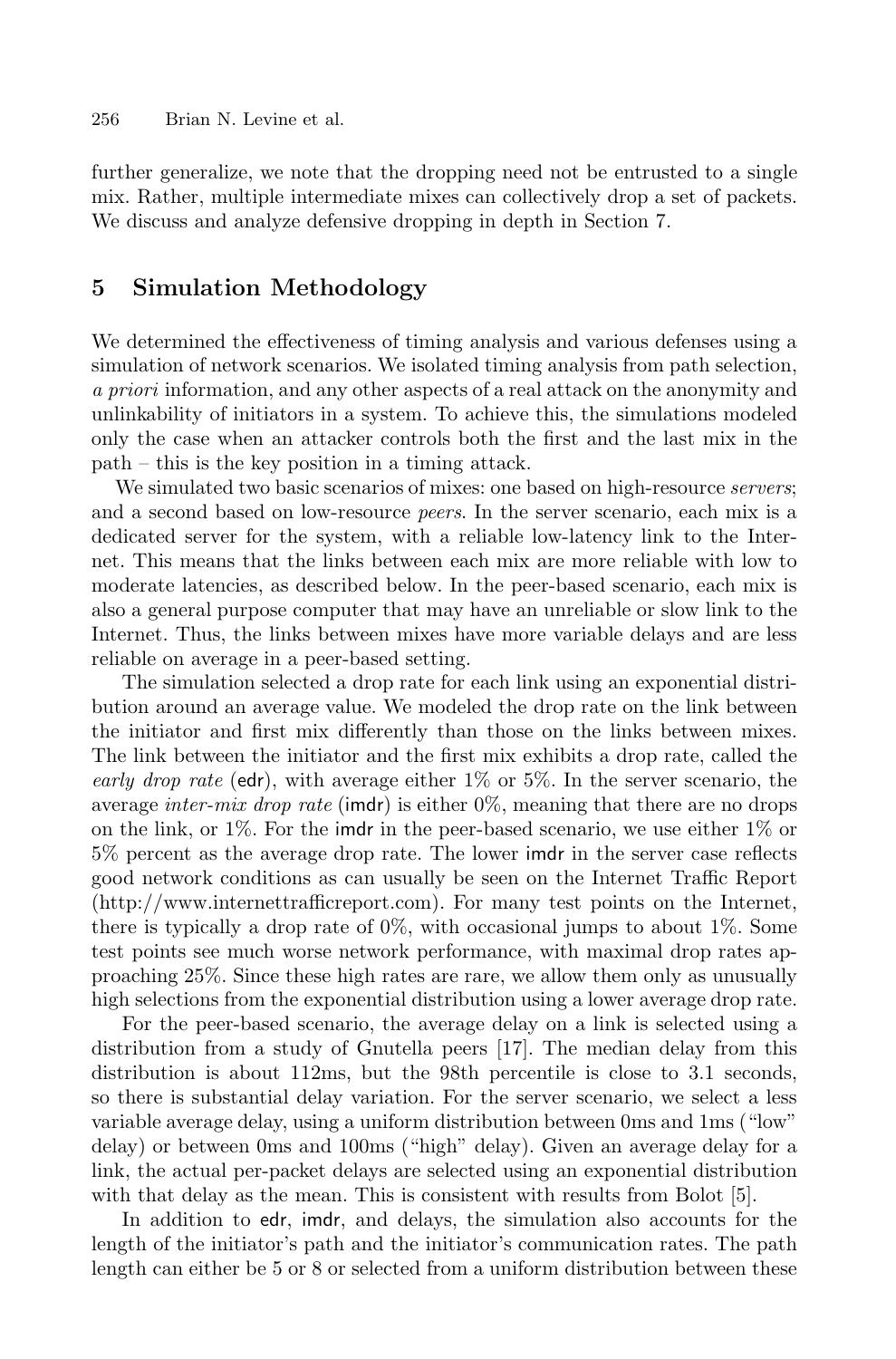further generalize, we note that the dropping need not be entrusted to a single mix. Rather, multiple intermediate mixes can collectively drop a set of packets. We discuss and analyze defensive dropping in depth in Section 7.

## 5 Simulation Methodology

We determined the effectiveness of timing analysis and various defenses using a simulation of network scenarios. We isolated timing analysis from path selection, *a priori* information, and any other aspects of a real attack on the anonymity and unlinkability of initiators in a system. To achieve this, the simulations modeled only the case when an attacker controls both the first and the last mix in the path – this is the key position in a timing attack.

We simulated two basic scenarios of mixes: one based on high-resource *servers*; and a second based on low-resource *peers*. In the server scenario, each mix is a dedicated server for the system, with a reliable low-latency link to the Internet. This means that the links between each mix are more reliable with low to moderate latencies, as described below. In the peer-based scenario, each mix is also a general purpose computer that may have an unreliable or slow link to the Internet. Thus, the links between mixes have more variable delays and are less reliable on average in a peer-based setting.

The simulation selected a drop rate for each link using an exponential distribution around an average value. We modeled the drop rate on the link between the initiator and first mix differently than those on the links between mixes. The link between the initiator and the first mix exhibits a drop rate, called the *early drop rate* (edr), with average either 1% or 5%. In the server scenario, the average *inter-mix drop rate* (imdr) is either 0%, meaning that there are no drops on the link, or 1%. For the imdr in the peer-based scenario, we use either 1% or 5% percent as the average drop rate. The lower imdr in the server case reflects good network conditions as can usually be seen on the Internet Traffic Report (http://www.internettrafficreport.com). For many test points on the Internet, there is typically a drop rate of 0%, with occasional jumps to about 1%. Some test points see much worse network performance, with maximal drop rates approaching 25%. Since these high rates are rare, we allow them only as unusually high selections from the exponential distribution using a lower average drop rate.

For the peer-based scenario, the average delay on a link is selected using a distribution from a study of Gnutella peers [17]. The median delay from this distribution is about 112ms, but the 98th percentile is close to 3.1 seconds, so there is substantial delay variation. For the server scenario, we select a less variable average delay, using a uniform distribution between 0ms and 1ms ("low" delay) or between 0ms and 100ms ("high" delay). Given an average delay for a link, the actual per-packet delays are selected using an exponential distribution with that delay as the mean. This is consistent with results from Bolot [5].

In addition to edr, imdr, and delays, the simulation also accounts for the length of the initiator's path and the initiator's communication rates. The path length can either be 5 or 8 or selected from a uniform distribution between these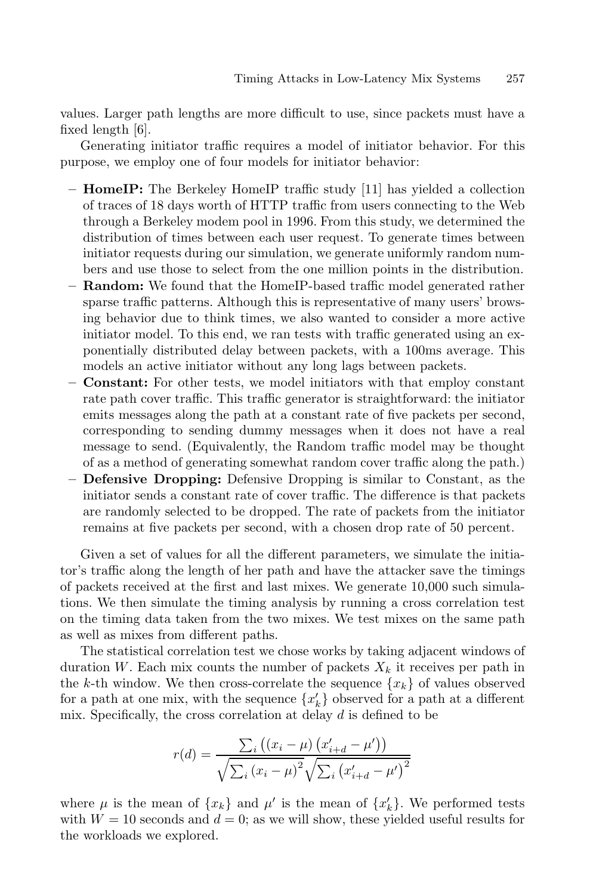values. Larger path lengths are more difficult to use, since packets must have a fixed length [6].

Generating initiator traffic requires a model of initiator behavior. For this purpose, we employ one of four models for initiator behavior:

- **HomeIP:** The Berkeley HomeIP traffic study [11] has yielded a collection of traces of 18 days worth of HTTP traffic from users connecting to the Web through a Berkeley modem pool in 1996. From this study, we determined the distribution of times between each user request. To generate times between initiator requests during our simulation, we generate uniformly random numbers and use those to select from the one million points in the distribution.
- **Random:** We found that the HomeIP-based traffic model generated rather sparse traffic patterns. Although this is representative of many users' browsing behavior due to think times, we also wanted to consider a more active initiator model. To this end, we ran tests with traffic generated using an exponentially distributed delay between packets, with a 100ms average. This models an active initiator without any long lags between packets.
- **Constant:** For other tests, we model initiators with that employ constant rate path cover traffic. This traffic generator is straightforward: the initiator emits messages along the path at a constant rate of five packets per second, corresponding to sending dummy messages when it does not have a real message to send. (Equivalently, the Random traffic model may be thought of as a method of generating somewhat random cover traffic along the path.)
- **Defensive Dropping:** Defensive Dropping is similar to Constant, as the initiator sends a constant rate of cover traffic. The difference is that packets are randomly selected to be dropped. The rate of packets from the initiator remains at five packets per second, with a chosen drop rate of 50 percent.

Given a set of values for all the different parameters, we simulate the initiator's traffic along the length of her path and have the attacker save the timings of packets received at the first and last mixes. We generate 10,000 such simulations. We then simulate the timing analysis by running a cross correlation test on the timing data taken from the two mixes. We test mixes on the same path as well as mixes from different paths.

The statistical correlation test we chose works by taking adjacent windows of duration $W$. Each mix counts the number of packets $X_k$ it receives per path in the $k$-th window. We then cross-correlate the sequence $\{x_k\}$ of values observed for a path at one mix, with the sequence $\{x'_k\}$ observed for a path at a different mix. Specifically, the cross correlation at delay $d$ is defined to be

$$r(d) = \frac{\sum_i \left( (x_i - \mu) \left( x'_{i+d} - \mu' \right) \right)}{\sqrt{\sum_i (x_i - \mu)^2} \sqrt{\sum_i \left( x'_{i+d} - \mu' \right)^2}}$$

where $\mu$ is the mean of $\{x_k\}$ and $\mu'$ is the mean of $\{x'_k\}$. We performed tests with $W = 10$ seconds and $d = 0$; as we will show, these yielded useful results for the workloads we explored.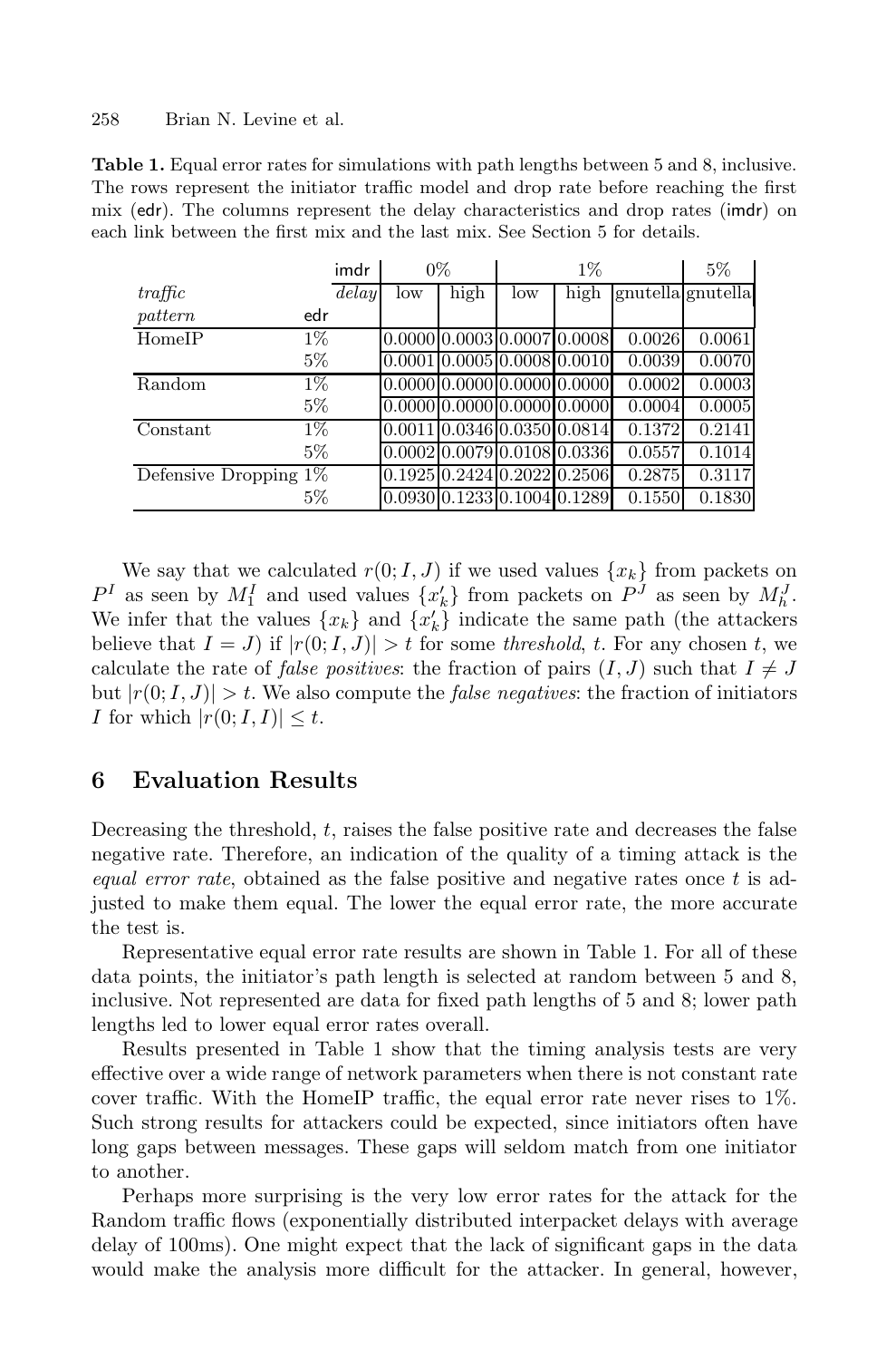**Table 1.** Equal error rates for simulations with path lengths between 5 and 8, inclusive. The rows represent the initiator traffic model and drop rate before reaching the first mix (edr). The columns represent the delay characteristics and drop rates (imdr) on each link between the first mix and the last mix. See Section 5 for details.

| | imdr | 0% | | 1% | | | 5% |
|---|---|---|---|---|---|---|---|
| *traffic* | *delay* | low | high | low | high | gnutella | gnutella |
| *pattern* | edr | | | | | | |
| HomeIP | 1% | 0.0000 | 0.0003 | 0.0007 | 0.0008 | 0.0026 | 0.0061 |
| | 5% | 0.0001 | 0.0005 | 0.0008 | 0.0010 | 0.0039 | 0.0070 |
| Random | 1% | 0.0000 | 0.0000 | 0.0000 | 0.0000 | 0.0002 | 0.0003 |
| | 5% | 0.0000 | 0.0000 | 0.0000 | 0.0000 | 0.0004 | 0.0005 |
| Constant | 1% | 0.0011 | 0.0346 | 0.0350 | 0.0814 | 0.1372 | 0.2141 |
| | 5% | 0.0002 | 0.0079 | 0.0108 | 0.0336 | 0.0557 | 0.1014 |
| Defensive Dropping | 1% | 0.1925 | 0.2424 | 0.2022 | 0.2506 | 0.2875 | 0.3117 |
| | 5% | 0.0930 | 0.1233 | 0.1004 | 0.1289 | 0.1550 | 0.1830 |

We say that we calculated $r(0; I, J)$ if we used values $\{x_k\}$ from packets on $P^I$ as seen by $M_1^I$ and used values $\{x'_k\}$ from packets on $P^J$ as seen by $M_h^J$. We infer that the values $\{x_k\}$ and $\{x'_k\}$ indicate the same path (the attackers believe that $I = J$) if $|r(0; I, J)| > t$ for some *threshold*, $t$. For any chosen $t$, we calculate the rate of *false positives*: the fraction of pairs $(I, J)$ such that $I \neq J$ but $|r(0; I, J)| > t$. We also compute the *false negatives*: the fraction of initiators $I$ for which $|r(0; I, I)| \leq t$.

## 6 Evaluation Results

Decreasing the threshold, $t$, raises the false positive rate and decreases the false negative rate. Therefore, an indication of the quality of a timing attack is the *equal error rate*, obtained as the false positive and negative rates once $t$ is adjusted to make them equal. The lower the equal error rate, the more accurate the test is.

Representative equal error rate results are shown in Table 1. For all of these data points, the initiator's path length is selected at random between 5 and 8, inclusive. Not represented are data for fixed path lengths of 5 and 8; lower path lengths led to lower equal error rates overall.

Results presented in Table 1 show that the timing analysis tests are very effective over a wide range of network parameters when there is not constant rate cover traffic. With the HomeIP traffic, the equal error rate never rises to 1%. Such strong results for attackers could be expected, since initiators often have long gaps between messages. These gaps will seldom match from one initiator to another.

Perhaps more surprising is the very low error rates for the attack for the Random traffic flows (exponentially distributed interpacket delays with average delay of 100ms). One might expect that the lack of significant gaps in the data would make the analysis more difficult for the attacker. In general, however,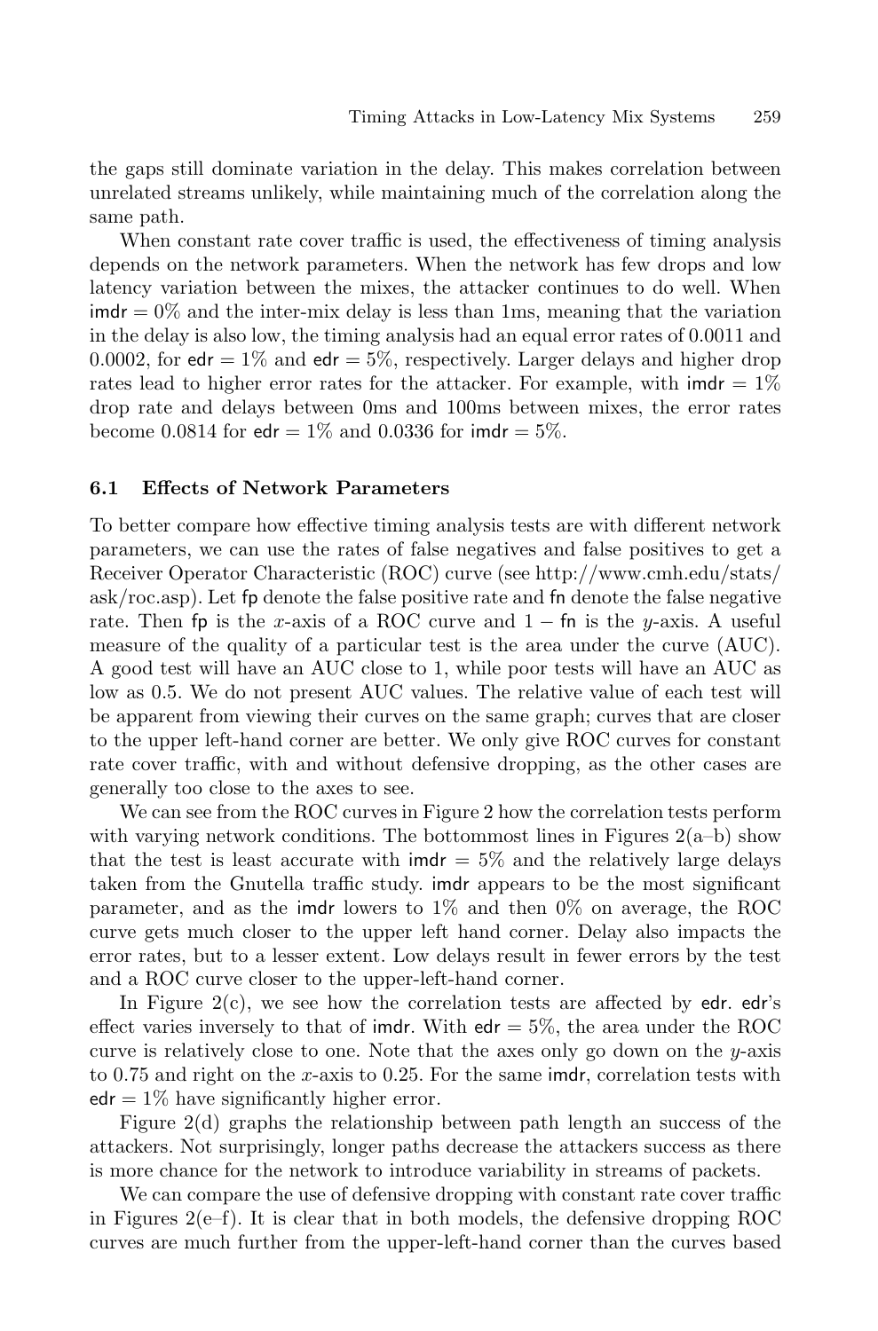the gaps still dominate variation in the delay. This makes correlation between unrelated streams unlikely, while maintaining much of the correlation along the same path.

When constant rate cover traffic is used, the effectiveness of timing analysis depends on the network parameters. When the network has few drops and low latency variation between the mixes, the attacker continues to do well. When imdr $= 0\%$ and the inter-mix delay is less than 1ms, meaning that the variation in the delay is also low, the timing analysis had an equal error rates of 0.0011 and 0.0002, for edr $= 1\%$ and edr $= 5\%$, respectively. Larger delays and higher drop rates lead to higher error rates for the attacker. For example, with imdr $= 1\%$ drop rate and delays between 0ms and 100ms between mixes, the error rates become 0.0814 for edr $= 1\%$ and 0.0336 for imdr $= 5\%$.

### 6.1 Effects of Network Parameters

To better compare how effective timing analysis tests are with different network parameters, we can use the rates of false negatives and false positives to get a Receiver Operator Characteristic (ROC) curve (see http://www.cmh.edu/stats/ask/roc.asp). Let fp denote the false positive rate and fn denote the false negative rate. Then fp is the $x$-axis of a ROC curve and $1 - \text{fn}$ is the $y$-axis. A useful measure of the quality of a particular test is the area under the curve (AUC). A good test will have an AUC close to 1, while poor tests will have an AUC as low as 0.5. We do not present AUC values. The relative value of each test will be apparent from viewing their curves on the same graph; curves that are closer to the upper left-hand corner are better. We only give ROC curves for constant rate cover traffic, with and without defensive dropping, as the other cases are generally too close to the axes to see.

We can see from the ROC curves in Figure 2 how the correlation tests perform with varying network conditions. The bottommost lines in Figures 2(a–b) show that the test is least accurate with imdr $= 5\%$ and the relatively large delays taken from the Gnutella traffic study. imdr appears to be the most significant parameter, and as the imdr lowers to 1% and then 0% on average, the ROC curve gets much closer to the upper left hand corner. Delay also impacts the error rates, but to a lesser extent. Low delays result in fewer errors by the test and a ROC curve closer to the upper-left-hand corner.

In Figure 2(c), we see how the correlation tests are affected by edr. edr's effect varies inversely to that of imdr. With edr $= 5\%$, the area under the ROC curve is relatively close to one. Note that the axes only go down on the $y$-axis to 0.75 and right on the $x$-axis to 0.25. For the same imdr, correlation tests with edr $= 1\%$ have significantly higher error.

Figure 2(d) graphs the relationship between path length an success of the attackers. Not surprisingly, longer paths decrease the attackers success as there is more chance for the network to introduce variability in streams of packets.

We can compare the use of defensive dropping with constant rate cover traffic in Figures 2(e–f). It is clear that in both models, the defensive dropping ROC curves are much further from the upper-left-hand corner than the curves based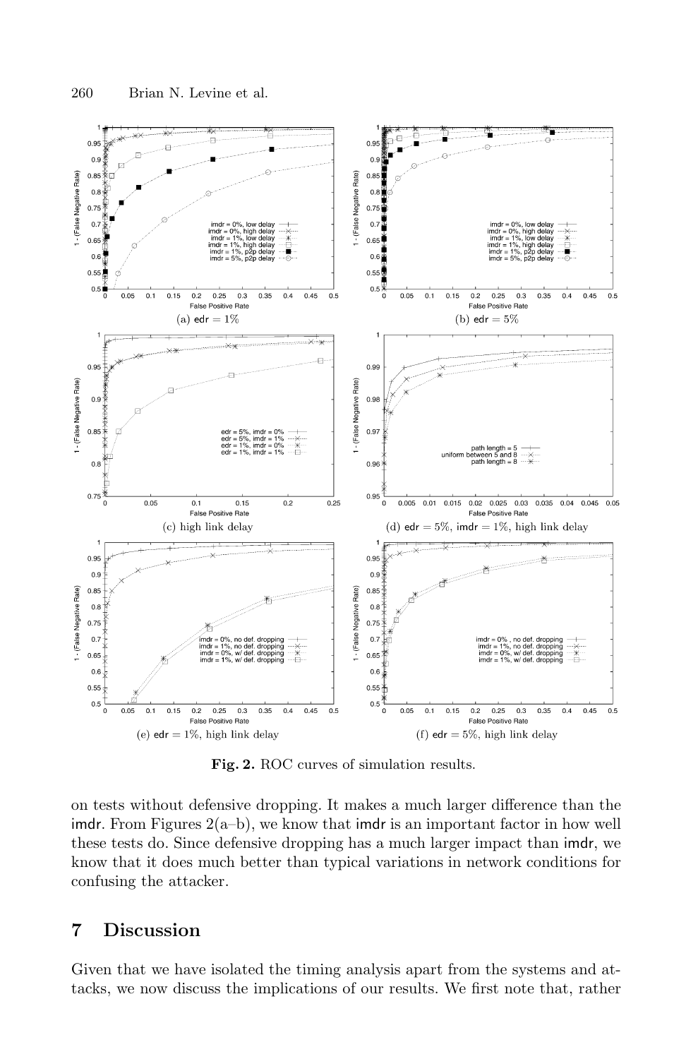(a) edr = 1%

(b) edr = 5%

(c) high link delay

(d) edr = 5%, imdr = 1%, high link delay

(e) edr = 1%, high link delay

(f) edr = 5%, high link delay

**Fig. 2.** ROC curves of simulation results.

on tests without defensive dropping. It makes a much larger difference than the imdr. From Figures 2(a–b), we know that imdr is an important factor in how well these tests do. Since defensive dropping has a much larger impact than imdr, we know that it does much better than typical variations in network conditions for confusing the attacker.

## 7 Discussion

Given that we have isolated the timing analysis apart from the systems and attacks, we now discuss the implications of our results. We first note that, rather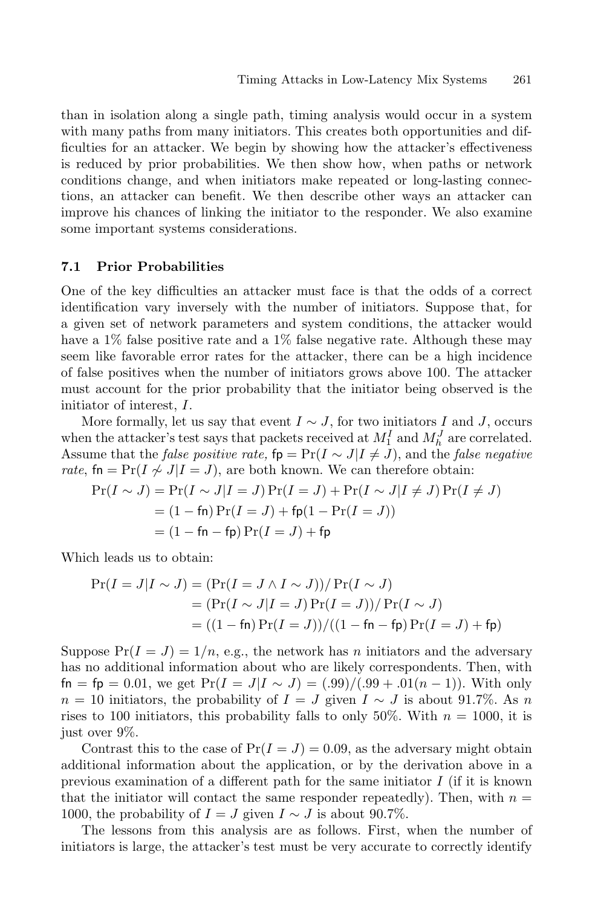than in isolation along a single path, timing analysis would occur in a system with many paths from many initiators. This creates both opportunities and difficulties for an attacker. We begin by showing how the attacker's effectiveness is reduced by prior probabilities. We then show how, when paths or network conditions change, and when initiators make repeated or long-lasting connections, an attacker can benefit. We then describe other ways an attacker can improve his chances of linking the initiator to the responder. We also examine some important systems considerations.

### 7.1 Prior Probabilities

One of the key difficulties an attacker must face is that the odds of a correct identification vary inversely with the number of initiators. Suppose that, for a given set of network parameters and system conditions, the attacker would have a 1% false positive rate and a 1% false negative rate. Although these may seem like favorable error rates for the attacker, there can be a high incidence of false positives when the number of initiators grows above 100. The attacker must account for the prior probability that the initiator being observed is the initiator of interest, $I$.

More formally, let us say that event $I \sim J$, for two initiators $I$ and $J$, occurs when the attacker's test says that packets received at $M_1^I$ and $M_h^J$ are correlated. Assume that the *false positive rate,* $\mathsf{fp} = \Pr(I \sim J | I \neq J)$, and the *false negative rate*, $\mathsf{fn} = \Pr(I \not\sim J | I = J)$, are both known. We can therefore obtain:

$$
\begin{aligned}
\Pr(I \sim J) &= \Pr(I \sim J | I = J) \Pr(I = J) + \Pr(I \sim J | I \neq J) \Pr(I \neq J) \\
&= (1 - \mathsf{fn}) \Pr(I = J) + \mathsf{fp}(1 - \Pr(I = J)) \\
&= (1 - \mathsf{fn} - \mathsf{fp}) \Pr(I = J) + \mathsf{fp}
\end{aligned}
$$

Which leads us to obtain:

$$
\begin{aligned}
\Pr(I = J | I \sim J) &= (\Pr(I = J \wedge I \sim J)) / \Pr(I \sim J) \\
&= (\Pr(I \sim J | I = J) \Pr(I = J)) / \Pr(I \sim J) \\
&= ((1 - \mathsf{fn}) \Pr(I = J)) / ((1 - \mathsf{fn} - \mathsf{fp}) \Pr(I = J) + \mathsf{fp})
\end{aligned}
$$

Suppose $\Pr(I = J) = 1/n$, e.g., the network has $n$ initiators and the adversary has no additional information about who are likely correspondents. Then, with $\mathsf{fn} = \mathsf{fp} = 0.01$, we get $\Pr(I = J | I \sim J) = (.99)/(.99 + .01(n - 1))$. With only $n = 10$ initiators, the probability of $I = J$ given $I \sim J$ is about 91.7%. As $n$ rises to 100 initiators, this probability falls to only 50%. With $n = 1000$, it is just over 9%.

Contrast this to the case of $\Pr(I = J) = 0.09$, as the adversary might obtain additional information about the application, or by the derivation above in a previous examination of a different path for the same initiator $I$ (if it is known that the initiator will contact the same responder repeatedly). Then, with $n = 1000$, the probability of $I = J$ given $I \sim J$ is about 90.7%.

The lessons from this analysis are as follows. First, when the number of initiators is large, the attacker's test must be very accurate to correctly identify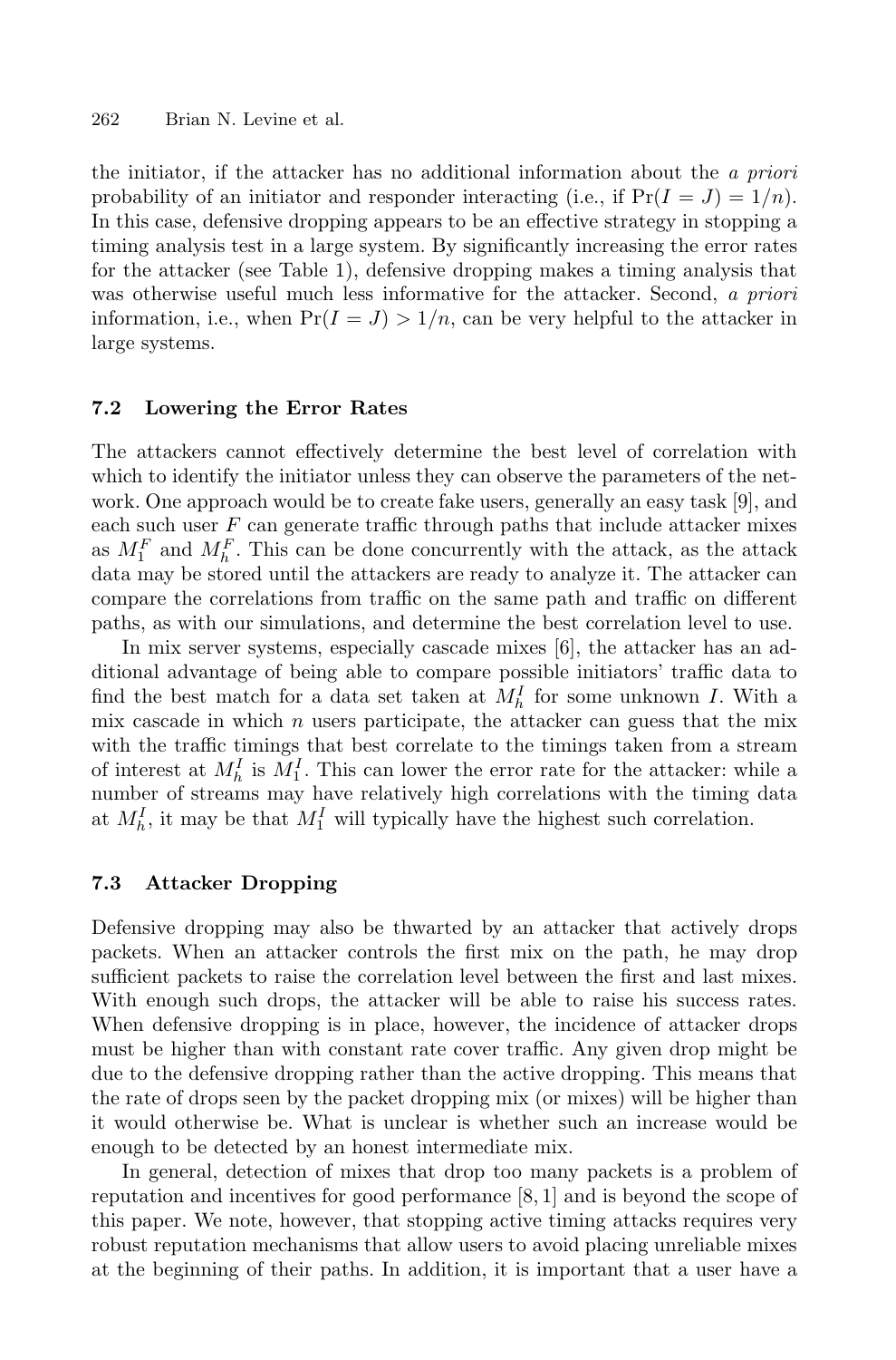the initiator, if the attacker has no additional information about the *a priori* probability of an initiator and responder interacting (i.e., if $\Pr(I = J) = 1/n$). In this case, defensive dropping appears to be an effective strategy in stopping a timing analysis test in a large system. By significantly increasing the error rates for the attacker (see Table 1), defensive dropping makes a timing analysis that was otherwise useful much less informative for the attacker. Second, *a priori* information, i.e., when $\Pr(I = J) > 1/n$, can be very helpful to the attacker in large systems.

### 7.2 Lowering the Error Rates

The attackers cannot effectively determine the best level of correlation with which to identify the initiator unless they can observe the parameters of the network. One approach would be to create fake users, generally an easy task [9], and each such user $F$ can generate traffic through paths that include attacker mixes as $M_1^F$ and $M_h^F$. This can be done concurrently with the attack, as the attack data may be stored until the attackers are ready to analyze it. The attacker can compare the correlations from traffic on the same path and traffic on different paths, as with our simulations, and determine the best correlation level to use.

In mix server systems, especially cascade mixes [6], the attacker has an additional advantage of being able to compare possible initiators' traffic data to find the best match for a data set taken at $M_h^I$ for some unknown $I$. With a mix cascade in which $n$ users participate, the attacker can guess that the mix with the traffic timings that best correlate to the timings taken from a stream of interest at $M_h^I$ is $M_1^I$. This can lower the error rate for the attacker: while a number of streams may have relatively high correlations with the timing data at $M_h^I$, it may be that $M_1^I$ will typically have the highest such correlation.

### 7.3 Attacker Dropping

Defensive dropping may also be thwarted by an attacker that actively drops packets. When an attacker controls the first mix on the path, he may drop sufficient packets to raise the correlation level between the first and last mixes. With enough such drops, the attacker will be able to raise his success rates. When defensive dropping is in place, however, the incidence of attacker drops must be higher than with constant rate cover traffic. Any given drop might be due to the defensive dropping rather than the active dropping. This means that the rate of drops seen by the packet dropping mix (or mixes) will be higher than it would otherwise be. What is unclear is whether such an increase would be enough to be detected by an honest intermediate mix.

In general, detection of mixes that drop too many packets is a problem of reputation and incentives for good performance [8, 1] and is beyond the scope of this paper. We note, however, that stopping active timing attacks requires very robust reputation mechanisms that allow users to avoid placing unreliable mixes at the beginning of their paths. In addition, it is important that a user have a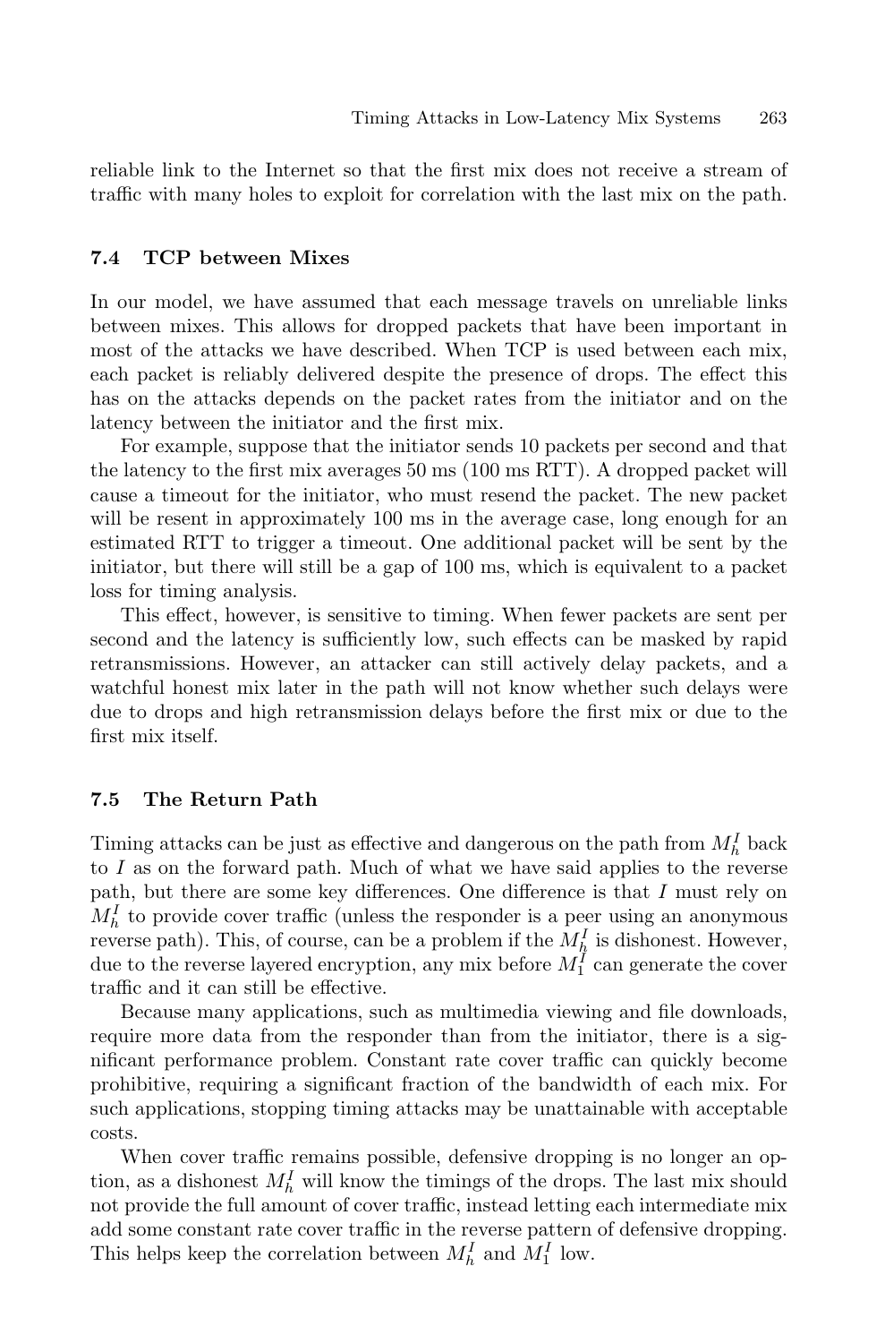reliable link to the Internet so that the first mix does not receive a stream of traffic with many holes to exploit for correlation with the last mix on the path.

### 7.4 TCP between Mixes

In our model, we have assumed that each message travels on unreliable links between mixes. This allows for dropped packets that have been important in most of the attacks we have described. When TCP is used between each mix, each packet is reliably delivered despite the presence of drops. The effect this has on the attacks depends on the packet rates from the initiator and on the latency between the initiator and the first mix.

For example, suppose that the initiator sends 10 packets per second and that the latency to the first mix averages 50 ms (100 ms RTT). A dropped packet will cause a timeout for the initiator, who must resend the packet. The new packet will be resent in approximately 100 ms in the average case, long enough for an estimated RTT to trigger a timeout. One additional packet will be sent by the initiator, but there will still be a gap of 100 ms, which is equivalent to a packet loss for timing analysis.

This effect, however, is sensitive to timing. When fewer packets are sent per second and the latency is sufficiently low, such effects can be masked by rapid retransmissions. However, an attacker can still actively delay packets, and a watchful honest mix later in the path will not know whether such delays were due to drops and high retransmission delays before the first mix or due to the first mix itself.

### 7.5 The Return Path

Timing attacks can be just as effective and dangerous on the path from $M_h^I$ back to $I$ as on the forward path. Much of what we have said applies to the reverse path, but there are some key differences. One difference is that $I$ must rely on $M_h^I$ to provide cover traffic (unless the responder is a peer using an anonymous reverse path). This, of course, can be a problem if the $M_h^I$ is dishonest. However, due to the reverse layered encryption, any mix before $M_1^I$ can generate the cover traffic and it can still be effective.

Because many applications, such as multimedia viewing and file downloads, require more data from the responder than from the initiator, there is a significant performance problem. Constant rate cover traffic can quickly become prohibitive, requiring a significant fraction of the bandwidth of each mix. For such applications, stopping timing attacks may be unattainable with acceptable costs.

When cover traffic remains possible, defensive dropping is no longer an option, as a dishonest $M_h^I$ will know the timings of the drops. The last mix should not provide the full amount of cover traffic, instead letting each intermediate mix add some constant rate cover traffic in the reverse pattern of defensive dropping. This helps keep the correlation between $M_h^I$ and $M_1^I$ low.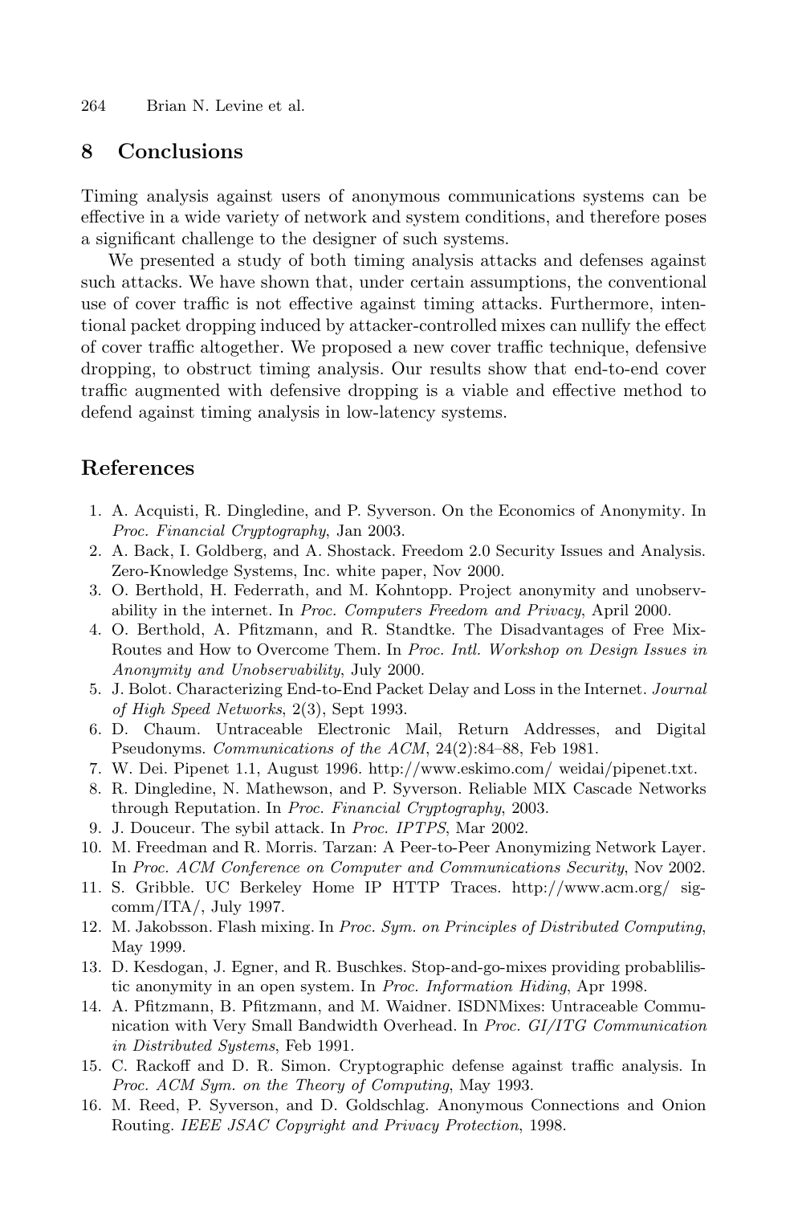## 8 Conclusions

Timing analysis against users of anonymous communications systems can be effective in a wide variety of network and system conditions, and therefore poses a significant challenge to the designer of such systems.

We presented a study of both timing analysis attacks and defenses against such attacks. We have shown that, under certain assumptions, the conventional use of cover traffic is not effective against timing attacks. Furthermore, intentional packet dropping induced by attacker-controlled mixes can nullify the effect of cover traffic altogether. We proposed a new cover traffic technique, defensive dropping, to obstruct timing analysis. Our results show that end-to-end cover traffic augmented with defensive dropping is a viable and effective method to defend against timing analysis in low-latency systems.

## References

1. A. Acquisti, R. Dingledine, and P. Syverson. On the Economics of Anonymity. In *Proc. Financial Cryptography*, Jan 2003.
2. A. Back, I. Goldberg, and A. Shostack. Freedom 2.0 Security Issues and Analysis. Zero-Knowledge Systems, Inc. white paper, Nov 2000.
3. O. Berthold, H. Federrath, and M. Kohntopp. Project anonymity and unobservability in the internet. In *Proc. Computers Freedom and Privacy*, April 2000.
4. O. Berthold, A. Pfitzmann, and R. Standtke. The Disadvantages of Free Mix-Routes and How to Overcome Them. In *Proc. Intl. Workshop on Design Issues in Anonymity and Unobservability*, July 2000.
5. J. Bolot. Characterizing End-to-End Packet Delay and Loss in the Internet. *Journal of High Speed Networks*, 2(3), Sept 1993.
6. D. Chaum. Untraceable Electronic Mail, Return Addresses, and Digital Pseudonyms. *Communications of the ACM*, 24(2):84–88, Feb 1981.
7. W. Dei. Pipenet 1.1, August 1996. http://www.eskimo.com/ weidai/pipenet.txt.
8. R. Dingledine, N. Mathewson, and P. Syverson. Reliable MIX Cascade Networks through Reputation. In *Proc. Financial Cryptography*, 2003.
9. J. Douceur. The sybil attack. In *Proc. IPTPS*, Mar 2002.
10. M. Freedman and R. Morris. Tarzan: A Peer-to-Peer Anonymizing Network Layer. In *Proc. ACM Conference on Computer and Communications Security*, Nov 2002.
11. S. Gribble. UC Berkeley Home IP HTTP Traces. http://www.acm.org/ sigcomm/ITA/, July 1997.
12. M. Jakobsson. Flash mixing. In *Proc. Sym. on Principles of Distributed Computing*, May 1999.
13. D. Kesdogan, J. Egner, and R. Buschkes. Stop-and-go-mixes providing probablilistic anonymity in an open system. In *Proc. Information Hiding*, Apr 1998.
14. A. Pfitzmann, B. Pfitzmann, and M. Waidner. ISDNMixes: Untraceable Communication with Very Small Bandwidth Overhead. In *Proc. GI/ITG Communication in Distributed Systems*, Feb 1991.
15. C. Rackoff and D. R. Simon. Cryptographic defense against traffic analysis. In *Proc. ACM Sym. on the Theory of Computing*, May 1993.
16. M. Reed, P. Syverson, and D. Goldschlag. Anonymous Connections and Onion Routing. *IEEE JSAC Copyright and Privacy Protection*, 1998.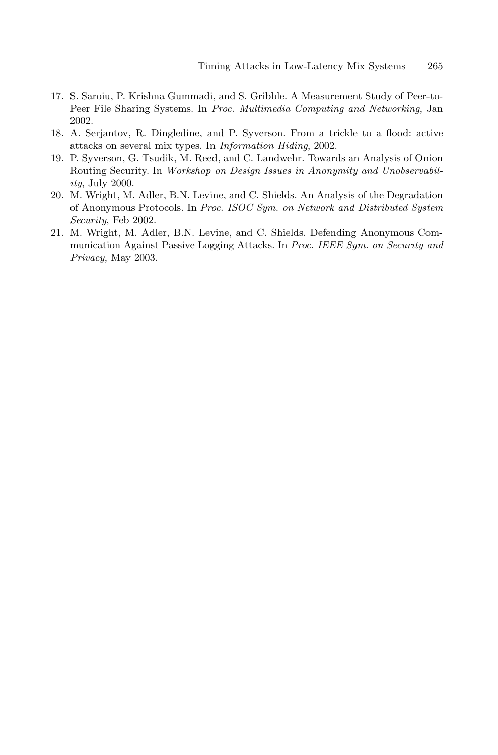17. S. Saroiu, P. Krishna Gummadi, and S. Gribble. A Measurement Study of Peer-to-Peer File Sharing Systems. In *Proc. Multimedia Computing and Networking*, Jan 2002.
18. A. Serjantov, R. Dingledine, and P. Syverson. From a trickle to a flood: active attacks on several mix types. In *Information Hiding*, 2002.
19. P. Syverson, G. Tsudik, M. Reed, and C. Landwehr. Towards an Analysis of Onion Routing Security. In *Workshop on Design Issues in Anonymity and Unobservability*, July 2000.
20. M. Wright, M. Adler, B.N. Levine, and C. Shields. An Analysis of the Degradation of Anonymous Protocols. In *Proc. ISOC Sym. on Network and Distributed System Security*, Feb 2002.
21. M. Wright, M. Adler, B.N. Levine, and C. Shields. Defending Anonymous Communication Against Passive Logging Attacks. In *Proc. IEEE Sym. on Security and Privacy*, May 2003.